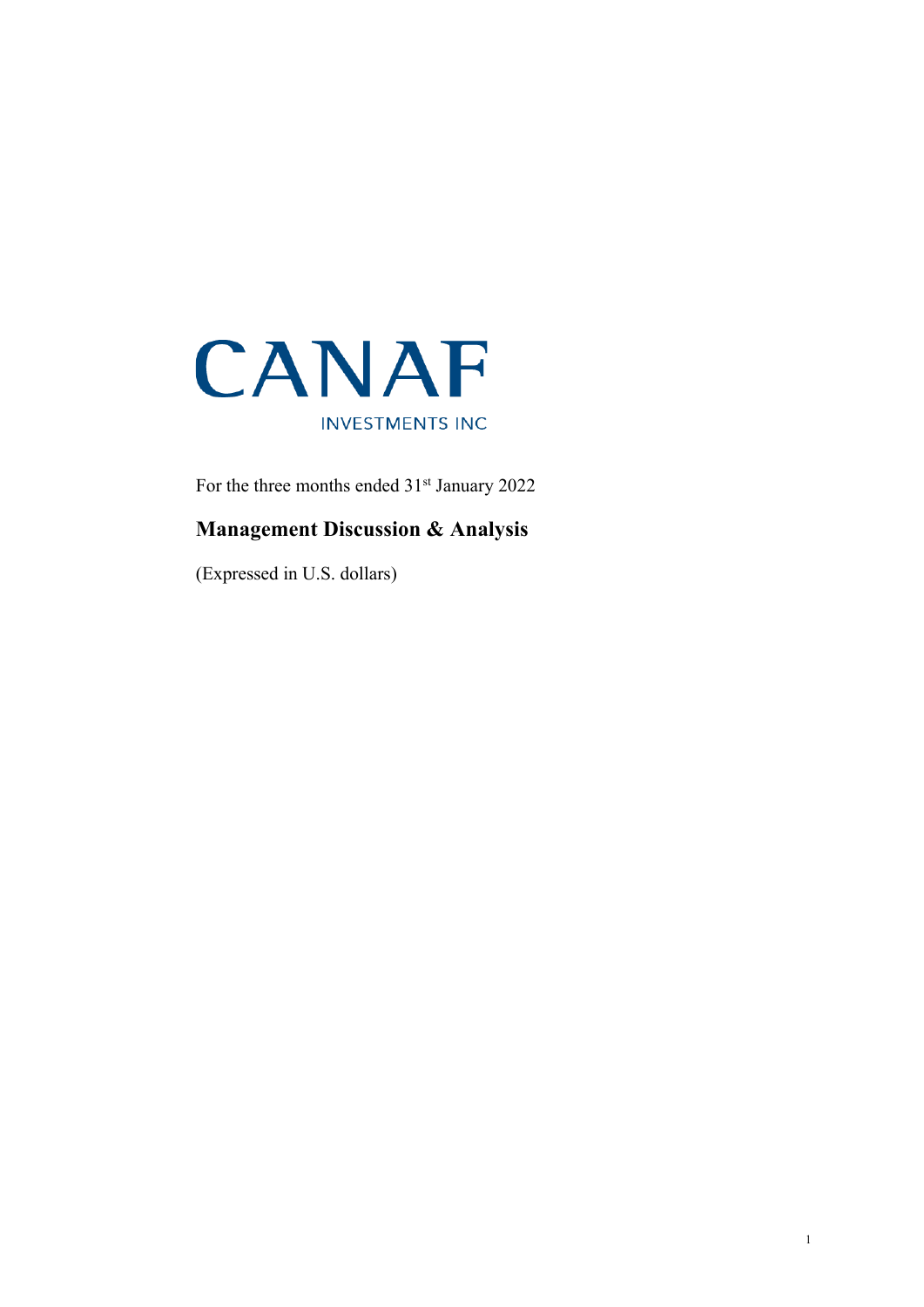# CANAF

INVESTMENTS INC

For the three months ended 31st January 2022

## Management Discussion & Analysis

(Expressed in U.S. dollars)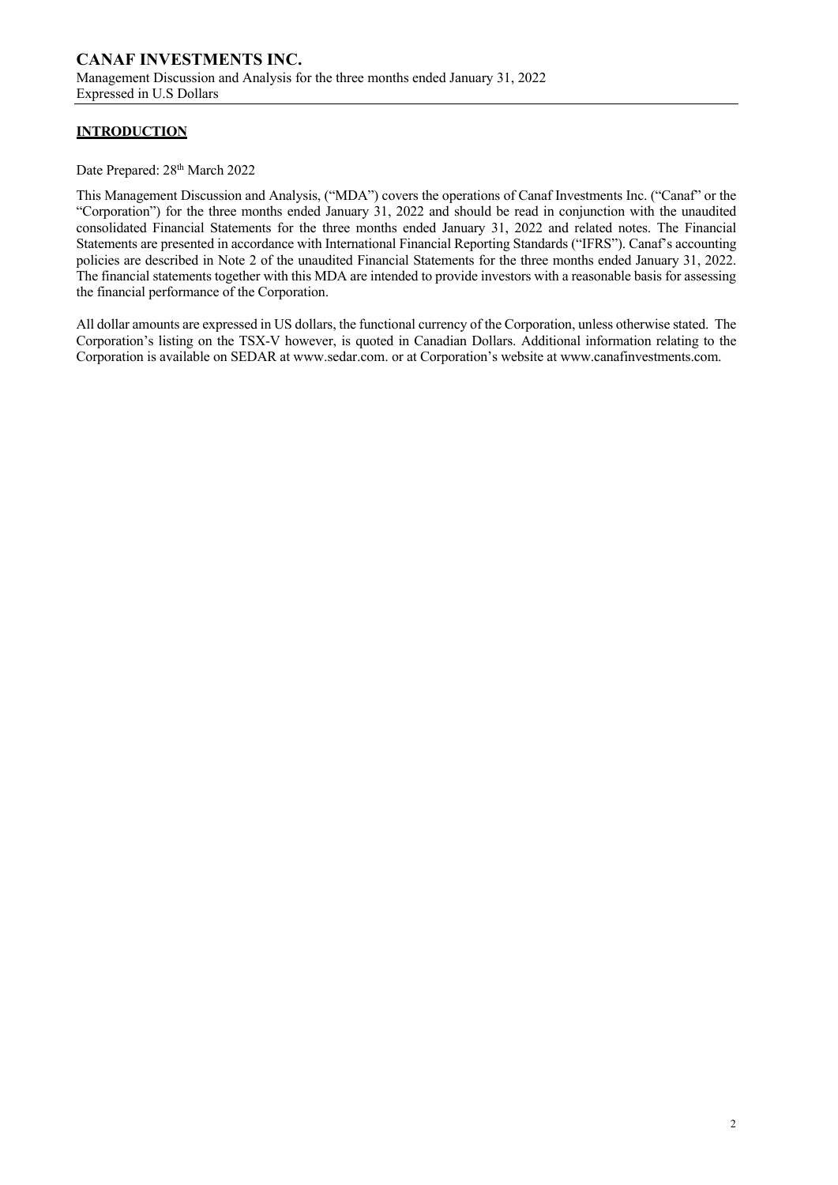## INTRODUCTION

Date Prepared: 28th March 2022

This Management Discussion and Analysis, ("MDA") covers the operations of Canaf Investments Inc. ("Canaf" or the "Corporation") for the three months ended January 31, 2022 and should be read in conjunction with the unaudited consolidated Financial Statements for the three months ended January 31, 2022 and related notes. The Financial Statements are presented in accordance with International Financial Reporting Standards ("IFRS"). Canaf's accounting policies are described in Note 2 of the unaudited Financial Statements for the three months ended January 31, 2022. The financial statements together with this MDA are intended to provide investors with a reasonable basis for assessing the financial performance of the Corporation.

All dollar amounts are expressed in US dollars, the functional currency of the Corporation, unless otherwise stated. The Corporation's listing on the TSX-V however, is quoted in Canadian Dollars. Additional information relating to the Corporation is available on SEDAR at www.sedar.com. or at Corporation's website at www.canafinvestments.com.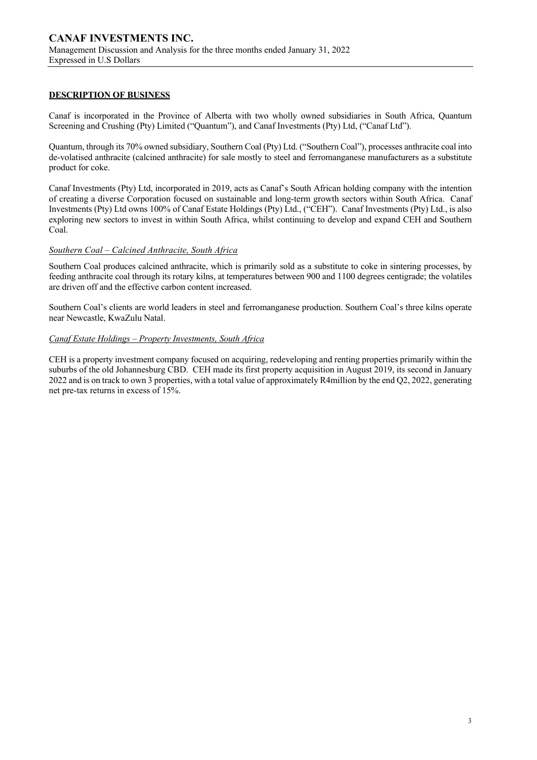## DESCRIPTION OF BUSINESS

Canaf is incorporated in the Province of Alberta with two wholly owned subsidiaries in South Africa, Quantum Screening and Crushing (Pty) Limited ("Quantum"), and Canaf Investments (Pty) Ltd, ("Canaf Ltd").

Quantum, through its 70% owned subsidiary, Southern Coal (Pty) Ltd. ("Southern Coal"), processes anthracite coal into de-volatised anthracite (calcined anthracite) for sale mostly to steel and ferromanganese manufacturers as a substitute product for coke.

Canaf Investments (Pty) Ltd, incorporated in 2019, acts as Canaf's South African holding company with the intention of creating a diverse Corporation focused on sustainable and long-term growth sectors within South Africa. Canaf Investments (Pty) Ltd owns 100% of Canaf Estate Holdings (Pty) Ltd., ("CEH"). Canaf Investments (Pty) Ltd., is also exploring new sectors to invest in within South Africa, whilst continuing to develop and expand CEH and Southern Coal.

### *Southern Coal – Calcined Anthracite, South Africa*

Southern Coal produces calcined anthracite, which is primarily sold as a substitute to coke in sintering processes, by feeding anthracite coal through its rotary kilns, at temperatures between 900 and 1100 degrees centigrade; the volatiles are driven off and the effective carbon content increased.

Southern Coal's clients are world leaders in steel and ferromanganese production. Southern Coal's three kilns operate near Newcastle, KwaZulu Natal.

### *Canaf Estate Holdings – Property Investments, South Africa*

CEH is a property investment company focused on acquiring, redeveloping and renting properties primarily within the suburbs of the old Johannesburg CBD. CEH made its first property acquisition in August 2019, its second in January 2022 and is on track to own 3 properties, with a total value of approximately R4million by the end Q2, 2022, generating net pre-tax returns in excess of 15%.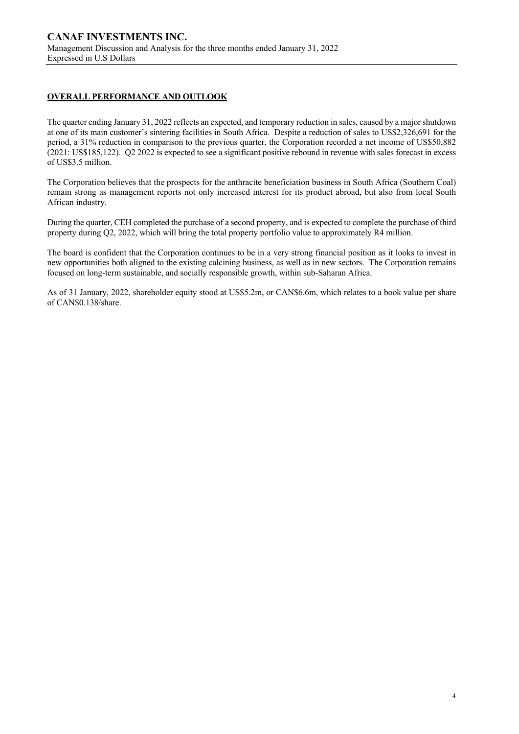## OVERALL PERFORMANCE AND OUTLOOK

The quarter ending January 31, 2022 reflects an expected, and temporary reduction in sales, caused by a major shutdown at one of its main customer's sintering facilities in South Africa. Despite a reduction of sales to US$2,326,691 for the period, a 31% reduction in comparison to the previous quarter, the Corporation recorded a net income of US$50,882 (2021: US$185,122). Q2 2022 is expected to see a significant positive rebound in revenue with sales forecast in excess of US$3.5 million.

The Corporation believes that the prospects for the anthracite beneficiation business in South Africa (Southern Coal) remain strong as management reports not only increased interest for its product abroad, but also from local South African industry.

During the quarter, CEH completed the purchase of a second property, and is expected to complete the purchase of third property during Q2, 2022, which will bring the total property portfolio value to approximately R4 million.

The board is confident that the Corporation continues to be in a very strong financial position as it looks to invest in new opportunities both aligned to the existing calcining business, as well as in new sectors. The Corporation remains focused on long-term sustainable, and socially responsible growth, within sub-Saharan Africa.

As of 31 January, 2022, shareholder equity stood at US$5.2m, or CAN$6.6m, which relates to a book value per share of CAN$0.138/share.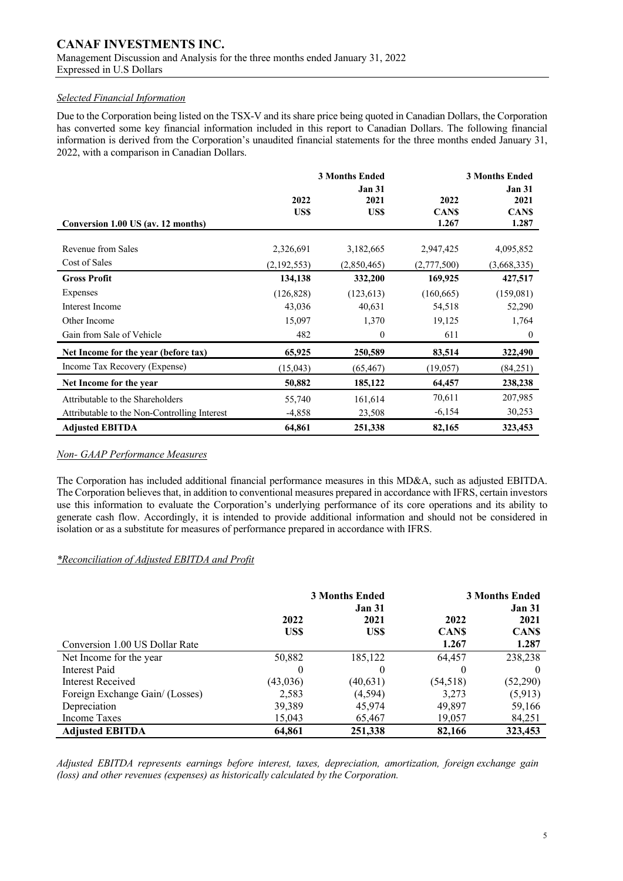*Selected Financial Information*

Due to the Corporation being listed on the TSX-V and its share price being quoted in Canadian Dollars, the Corporation has converted some key financial information included in this report to Canadian Dollars. The following financial information is derived from the Corporation's unaudited financial statements for the three months ended January 31, 2022, with a comparison in Canadian Dollars.

| | 3 Months Ended | | 3 Months Ended | |
|---|---|---|---|---|
| | | Jan 31 | | Jan 31 |
| | 2022 | 2021 | 2022 | 2021 |
| | US$ | US$ | CAN$ | CAN$ |
| **Conversion 1.00 US (av. 12 months)** | | | 1.267 | 1.287 |
| Revenue from Sales | 2,326,691 | 3,182,665 | 2,947,425 | 4,095,852 |
| Cost of Sales | (2,192,553) | (2,850,465) | (2,777,500) | (3,668,335) |
| **Gross Profit** | **134,138** | **332,200** | **169,925** | **427,517** |
| Expenses | (126,828) | (123,613) | (160,665) | (159,081) |
| Interest Income | 43,036 | 40,631 | 54,518 | 52,290 |
| Other Income | 15,097 | 1,370 | 19,125 | 1,764 |
| Gain from Sale of Vehicle | 482 | 0 | 611 | 0 |
| **Net Income for the year (before tax)** | **65,925** | **250,589** | **83,514** | **322,490** |
| Income Tax Recovery (Expense) | (15,043) | (65,467) | (19,057) | (84,251) |
| **Net Income for the year** | **50,882** | **185,122** | **64,457** | **238,238** |
| Attributable to the Shareholders | 55,740 | 161,614 | 70,611 | 207,985 |
| Attributable to the Non-Controlling Interest | -4,858 | 23,508 | -6,154 | 30,253 |
| **Adjusted EBITDA** | **64,861** | **251,338** | **82,165** | **323,453** |

*Non- GAAP Performance Measures*

The Corporation has included additional financial performance measures in this MD&A, such as adjusted EBITDA. The Corporation believes that, in addition to conventional measures prepared in accordance with IFRS, certain investors use this information to evaluate the Corporation's underlying performance of its core operations and its ability to generate cash flow. Accordingly, it is intended to provide additional information and should not be considered in isolation or as a substitute for measures of performance prepared in accordance with IFRS.

*\*Reconciliation of Adjusted EBITDA and Profit*

| | 3 Months Ended | | 3 Months Ended | |
|---|---|---|---|---|
| | | Jan 31 | | Jan 31 |
| | 2022 | 2021 | 2022 | 2021 |
| | US$ | US$ | CAN$ | CAN$ |
| Conversion 1.00 US Dollar Rate | | | 1.267 | 1.287 |
| Net Income for the year | 50,882 | 185,122 | 64,457 | 238,238 |
| Interest Paid | 0 | 0 | 0 | 0 |
| Interest Received | (43,036) | (40,631) | (54,518) | (52,290) |
| Foreign Exchange Gain/ (Losses) | 2,583 | (4,594) | 3,273 | (5,913) |
| Depreciation | 39,389 | 45,974 | 49,897 | 59,166 |
| Income Taxes | 15,043 | 65,467 | 19,057 | 84,251 |
| **Adjusted EBITDA** | **64,861** | **251,338** | **82,166** | **323,453** |

*Adjusted EBITDA represents earnings before interest, taxes, depreciation, amortization, foreign exchange gain (loss) and other revenues (expenses) as historically calculated by the Corporation.*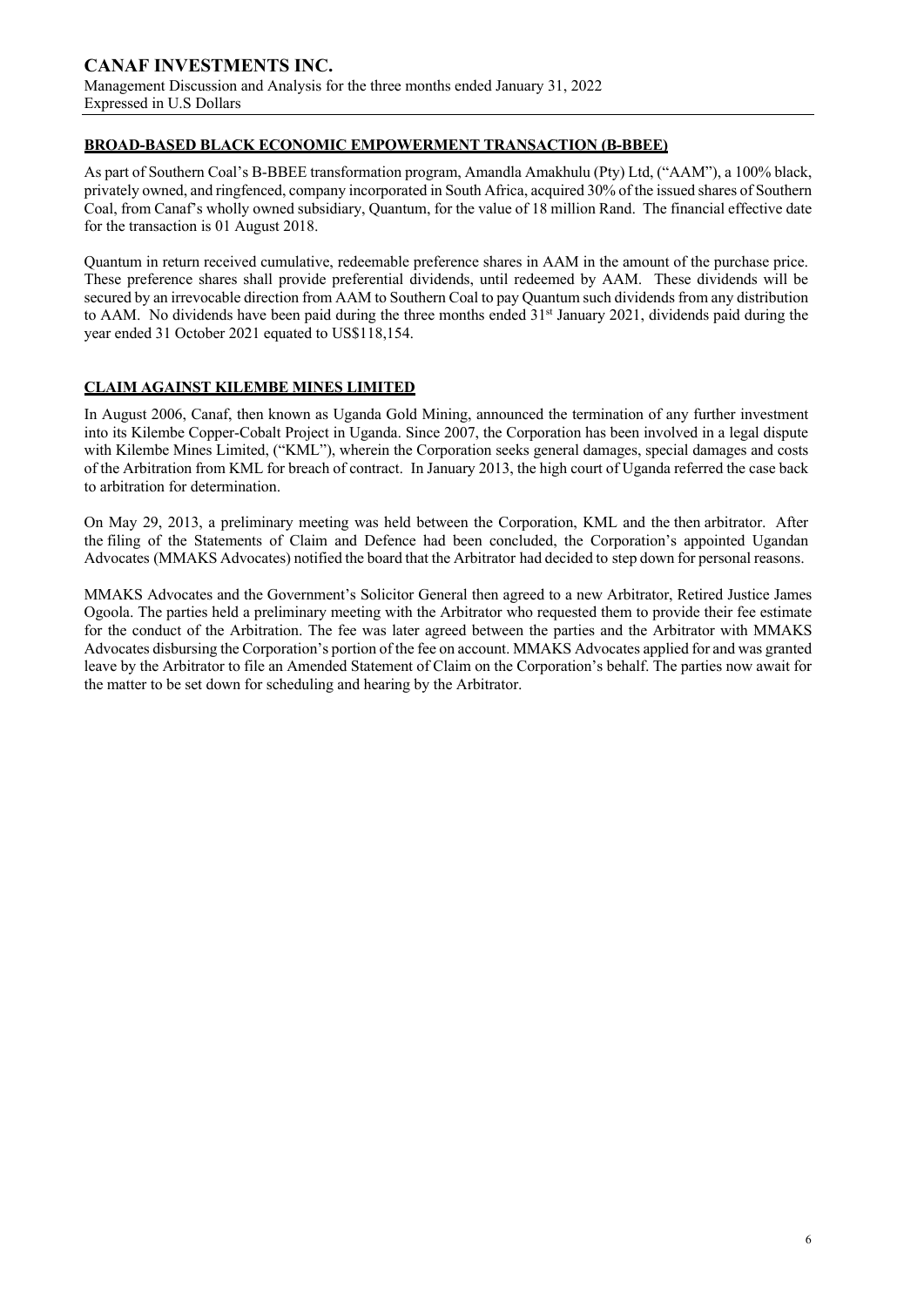## BROAD-BASED BLACK ECONOMIC EMPOWERMENT TRANSACTION (B-BBEE)

As part of Southern Coal's B-BBEE transformation program, Amandla Amakhulu (Pty) Ltd, ("AAM"), a 100% black, privately owned, and ringfenced, company incorporated in South Africa, acquired 30% of the issued shares of Southern Coal, from Canaf's wholly owned subsidiary, Quantum, for the value of 18 million Rand. The financial effective date for the transaction is 01 August 2018.

Quantum in return received cumulative, redeemable preference shares in AAM in the amount of the purchase price. These preference shares shall provide preferential dividends, until redeemed by AAM. These dividends will be secured by an irrevocable direction from AAM to Southern Coal to pay Quantum such dividends from any distribution to AAM. No dividends have been paid during the three months ended 31st January 2021, dividends paid during the year ended 31 October 2021 equated to US$118,154.

## CLAIM AGAINST KILEMBE MINES LIMITED

In August 2006, Canaf, then known as Uganda Gold Mining, announced the termination of any further investment into its Kilembe Copper-Cobalt Project in Uganda. Since 2007, the Corporation has been involved in a legal dispute with Kilembe Mines Limited, ("KML"), wherein the Corporation seeks general damages, special damages and costs of the Arbitration from KML for breach of contract. In January 2013, the high court of Uganda referred the case back to arbitration for determination.

On May 29, 2013, a preliminary meeting was held between the Corporation, KML and the then arbitrator. After the filing of the Statements of Claim and Defence had been concluded, the Corporation's appointed Ugandan Advocates (MMAKS Advocates) notified the board that the Arbitrator had decided to step down for personal reasons.

MMAKS Advocates and the Government's Solicitor General then agreed to a new Arbitrator, Retired Justice James Ogoola. The parties held a preliminary meeting with the Arbitrator who requested them to provide their fee estimate for the conduct of the Arbitration. The fee was later agreed between the parties and the Arbitrator with MMAKS Advocates disbursing the Corporation's portion of the fee on account. MMAKS Advocates applied for and was granted leave by the Arbitrator to file an Amended Statement of Claim on the Corporation's behalf. The parties now await for the matter to be set down for scheduling and hearing by the Arbitrator.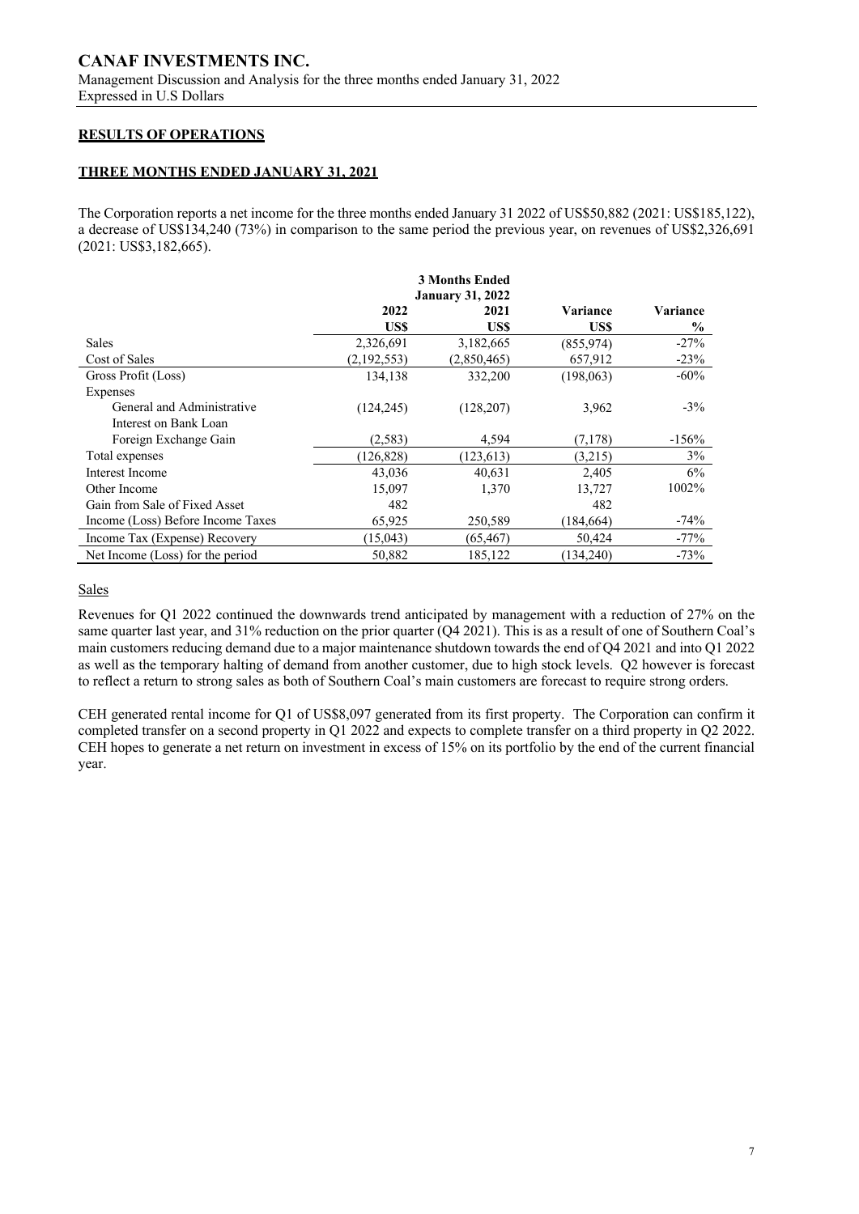## RESULTS OF OPERATIONS

### THREE MONTHS ENDED JANUARY 31, 2021

The Corporation reports a net income for the three months ended January 31 2022 of US$50,882 (2021: US$185,122), a decrease of US$134,240 (73%) in comparison to the same period the previous year, on revenues of US$2,326,691 (2021: US$3,182,665).

| | 3 Months Ended January 31, 2022 | | | |
|---|---|---|---|---|
| | 2022 US$ | 2021 US$ | Variance US$ | Variance % |
| Sales | 2,326,691 | 3,182,665 | (855,974) | -27% |
| Cost of Sales | (2,192,553) | (2,850,465) | 657,912 | -23% |
| Gross Profit (Loss) | 134,138 | 332,200 | (198,063) | -60% |
| Expenses | | | | |
| General and Administrative | (124,245) | (128,207) | 3,962 | -3% |
| Interest on Bank Loan | | | | |
| Foreign Exchange Gain | (2,583) | 4,594 | (7,178) | -156% |
| Total expenses | (126,828) | (123,613) | (3,215) | 3% |
| Interest Income | 43,036 | 40,631 | 2,405 | 6% |
| Other Income | 15,097 | 1,370 | 13,727 | 1002% |
| Gain from Sale of Fixed Asset | 482 | | 482 | |
| Income (Loss) Before Income Taxes | 65,925 | 250,589 | (184,664) | -74% |
| Income Tax (Expense) Recovery | (15,043) | (65,467) | 50,424 | -77% |
| Net Income (Loss) for the period | 50,882 | 185,122 | (134,240) | -73% |

Sales

Revenues for Q1 2022 continued the downwards trend anticipated by management with a reduction of 27% on the same quarter last year, and 31% reduction on the prior quarter (Q4 2021). This is as a result of one of Southern Coal's main customers reducing demand due to a major maintenance shutdown towards the end of Q4 2021 and into Q1 2022 as well as the temporary halting of demand from another customer, due to high stock levels. Q2 however is forecast to reflect a return to strong sales as both of Southern Coal's main customers are forecast to require strong orders.

CEH generated rental income for Q1 of US$8,097 generated from its first property. The Corporation can confirm it completed transfer on a second property in Q1 2022 and expects to complete transfer on a third property in Q2 2022. CEH hopes to generate a net return on investment in excess of 15% on its portfolio by the end of the current financial year.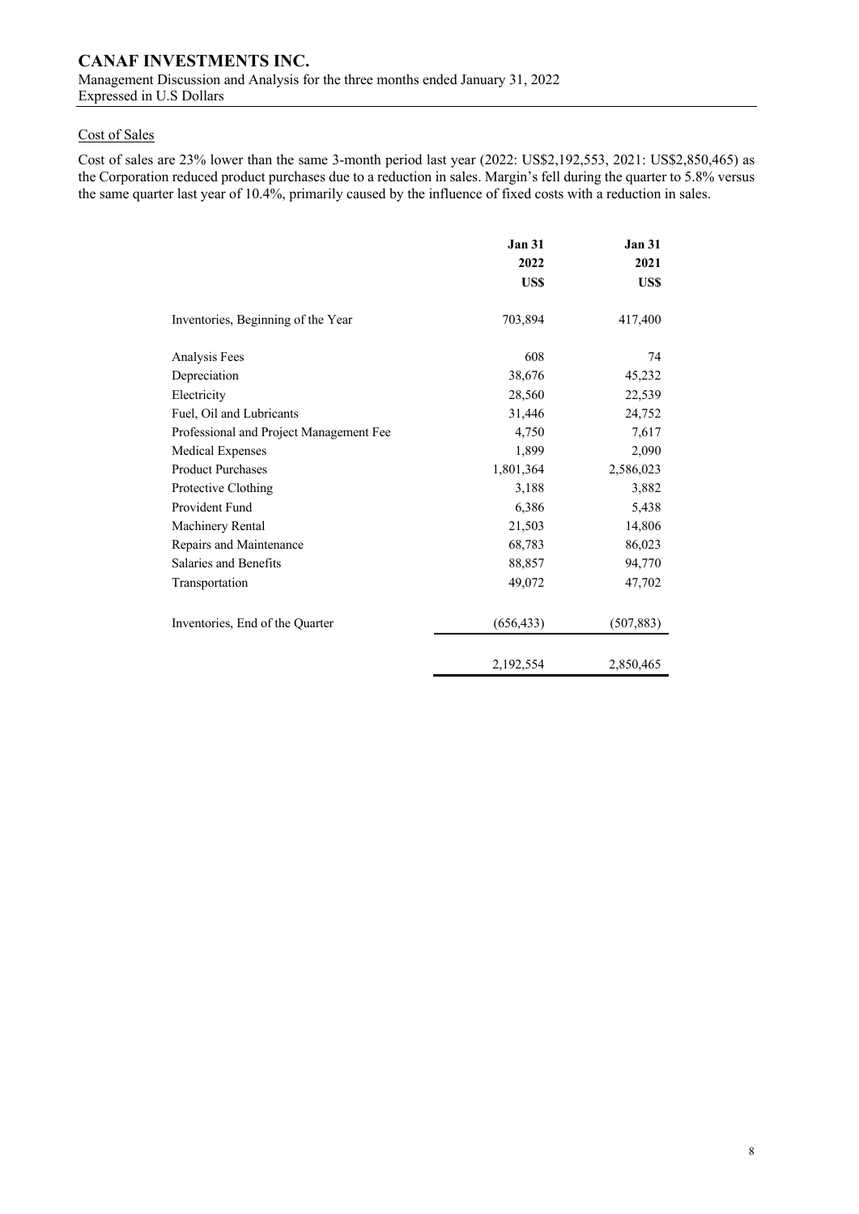## Cost of Sales

Cost of sales are 23% lower than the same 3-month period last year (2022: US$2,192,553, 2021: US$2,850,465) as the Corporation reduced product purchases due to a reduction in sales. Margin's fell during the quarter to 5.8% versus the same quarter last year of 10.4%, primarily caused by the influence of fixed costs with a reduction in sales.

| | Jan 31 2022 US$ | Jan 31 2021 US$ |
|---|---:|---:|
| Inventories, Beginning of the Year | 703,894 | 417,400 |
| Analysis Fees | 608 | 74 |
| Depreciation | 38,676 | 45,232 |
| Electricity | 28,560 | 22,539 |
| Fuel, Oil and Lubricants | 31,446 | 24,752 |
| Professional and Project Management Fee | 4,750 | 7,617 |
| Medical Expenses | 1,899 | 2,090 |
| Product Purchases | 1,801,364 | 2,586,023 |
| Protective Clothing | 3,188 | 3,882 |
| Provident Fund | 6,386 | 5,438 |
| Machinery Rental | 21,503 | 14,806 |
| Repairs and Maintenance | 68,783 | 86,023 |
| Salaries and Benefits | 88,857 | 94,770 |
| Transportation | 49,072 | 47,702 |
| Inventories, End of the Quarter | (656,433) | (507,883) |
| | 2,192,554 | 2,850,465 |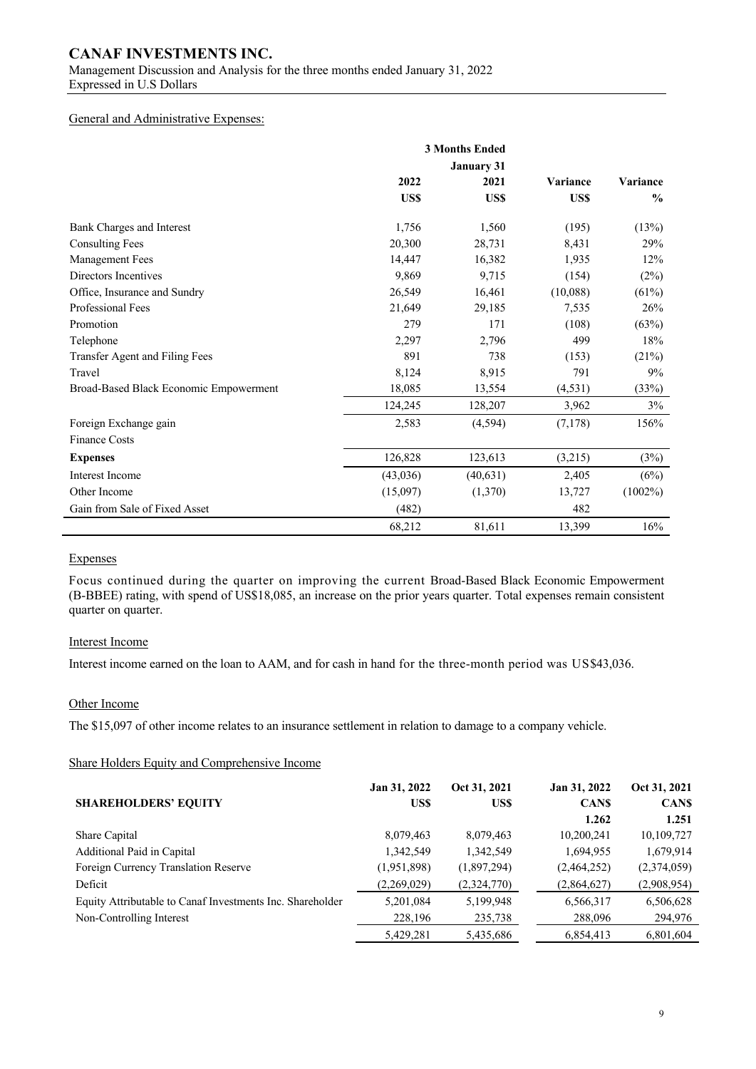## General and Administrative Expenses:

| | 3 Months Ended January 31 | | | |
|---|---|---|---|---|
| | 2022 | 2021 | Variance | Variance |
| | US$ | US$ | US$ | % |
| Bank Charges and Interest | 1,756 | 1,560 | (195) | (13%) |
| Consulting Fees | 20,300 | 28,731 | 8,431 | 29% |
| Management Fees | 14,447 | 16,382 | 1,935 | 12% |
| Directors Incentives | 9,869 | 9,715 | (154) | (2%) |
| Office, Insurance and Sundry | 26,549 | 16,461 | (10,088) | (61%) |
| Professional Fees | 21,649 | 29,185 | 7,535 | 26% |
| Promotion | 279 | 171 | (108) | (63%) |
| Telephone | 2,297 | 2,796 | 499 | 18% |
| Transfer Agent and Filing Fees | 891 | 738 | (153) | (21%) |
| Travel | 8,124 | 8,915 | 791 | 9% |
| Broad-Based Black Economic Empowerment | 18,085 | 13,554 | (4,531) | (33%) |
| | 124,245 | 128,207 | 3,962 | 3% |
| Foreign Exchange gain | 2,583 | (4,594) | (7,178) | 156% |
| Finance Costs | | | | |
| **Expenses** | 126,828 | 123,613 | (3,215) | (3%) |
| Interest Income | (43,036) | (40,631) | 2,405 | (6%) |
| Other Income | (15,097) | (1,370) | 13,727 | (1002%) |
| Gain from Sale of Fixed Asset | (482) | | 482 | |
| | 68,212 | 81,611 | 13,399 | 16% |

### Expenses

Focus continued during the quarter on improving the current Broad-Based Black Economic Empowerment (B-BBEE) rating, with spend of US$18,085, an increase on the prior years quarter. Total expenses remain consistent quarter on quarter.

### Interest Income

Interest income earned on the loan to AAM, and for cash in hand for the three-month period was US$43,036.

### Other Income

The $15,097 of other income relates to an insurance settlement in relation to damage to a company vehicle.

### Share Holders Equity and Comprehensive Income

| SHAREHOLDERS' EQUITY | Jan 31, 2022 US$ | Oct 31, 2021 US$ | Jan 31, 2022 CAN$ | Oct 31, 2021 CAN$ |
|---|---|---|---|---|
| | | | 1.262 | 1.251 |
| Share Capital | 8,079,463 | 8,079,463 | 10,200,241 | 10,109,727 |
| Additional Paid in Capital | 1,342,549 | 1,342,549 | 1,694,955 | 1,679,914 |
| Foreign Currency Translation Reserve | (1,951,898) | (1,897,294) | (2,464,252) | (2,374,059) |
| Deficit | (2,269,029) | (2,324,770) | (2,864,627) | (2,908,954) |
| Equity Attributable to Canaf Investments Inc. Shareholder | 5,201,084 | 5,199,948 | 6,566,317 | 6,506,628 |
| Non-Controlling Interest | 228,196 | 235,738 | 288,096 | 294,976 |
| | 5,429,281 | 5,435,686 | 6,854,413 | 6,801,604 |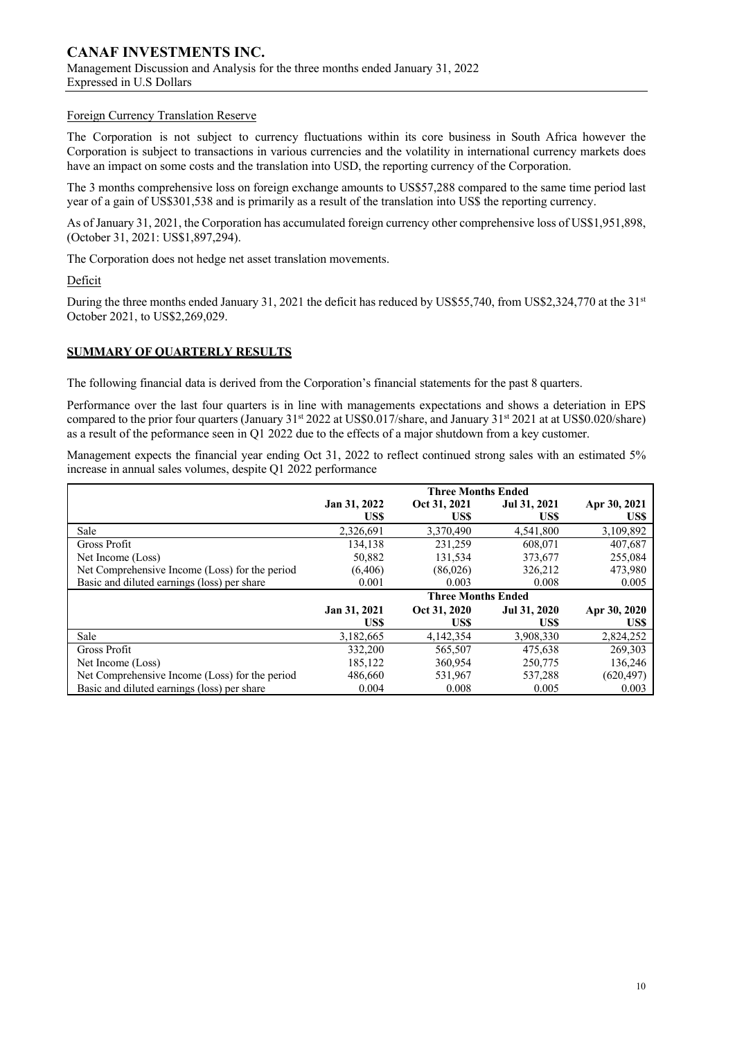Foreign Currency Translation Reserve

The Corporation is not subject to currency fluctuations within its core business in South Africa however the Corporation is subject to transactions in various currencies and the volatility in international currency markets does have an impact on some costs and the translation into USD, the reporting currency of the Corporation.

The 3 months comprehensive loss on foreign exchange amounts to US$57,288 compared to the same time period last year of a gain of US$301,538 and is primarily as a result of the translation into US$ the reporting currency.

As of January 31, 2021, the Corporation has accumulated foreign currency other comprehensive loss of US$1,951,898, (October 31, 2021: US$1,897,294).

The Corporation does not hedge net asset translation movements.

Deficit

During the three months ended January 31, 2021 the deficit has reduced by US$55,740, from US$2,324,770 at the 31st October 2021, to US$2,269,029.

## SUMMARY OF QUARTERLY RESULTS

The following financial data is derived from the Corporation's financial statements for the past 8 quarters.

Performance over the last four quarters is in line with managements expectations and shows a deteriation in EPS compared to the prior four quarters (January 31st 2022 at US$0.017/share, and January 31st 2021 at at US$0.020/share) as a result of the peformance seen in Q1 2022 due to the effects of a major shutdown from a key customer.

Management expects the financial year ending Oct 31, 2022 to reflect continued strong sales with an estimated 5% increase in annual sales volumes, despite Q1 2022 performance

| | Three Months Ended | | | |
|---|---|---|---|---|
| | Jan 31, 2022 US$ | Oct 31, 2021 US$ | Jul 31, 2021 US$ | Apr 30, 2021 US$ |
| Sale | 2,326,691 | 3,370,490 | 4,541,800 | 3,109,892 |
| Gross Profit | 134,138 | 231,259 | 608,071 | 407,687 |
| Net Income (Loss) | 50,882 | 131,534 | 373,677 | 255,084 |
| Net Comprehensive Income (Loss) for the period | (6,406) | (86,026) | 326,212 | 473,980 |
| Basic and diluted earnings (loss) per share | 0.001 | 0.003 | 0.008 | 0.005 |
| | **Three Months Ended** | | | |
| | **Jan 31, 2021 US$** | **Oct 31, 2020 US$** | **Jul 31, 2020 US$** | **Apr 30, 2020 US$** |
| Sale | 3,182,665 | 4,142,354 | 3,908,330 | 2,824,252 |
| Gross Profit | 332,200 | 565,507 | 475,638 | 269,303 |
| Net Income (Loss) | 185,122 | 360,954 | 250,775 | 136,246 |
| Net Comprehensive Income (Loss) for the period | 486,660 | 531,967 | 537,288 | (620,497) |
| Basic and diluted earnings (loss) per share | 0.004 | 0.008 | 0.005 | 0.003 |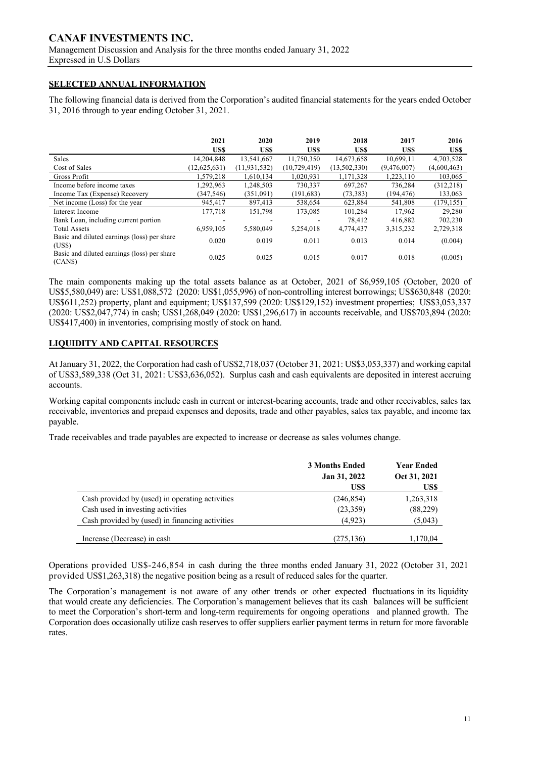## SELECTED ANNUAL INFORMATION

The following financial data is derived from the Corporation's audited financial statements for the years ended October 31, 2016 through to year ending October 31, 2021.

| | 2021 | 2020 | 2019 | 2018 | 2017 | 2016 |
|---|---|---|---|---|---|---|
| | US$ | US$ | US$ | US$ | US$ | US$ |
| Sales | 14,204,848 | 13,541,667 | 11,750,350 | 14,673,658 | 10,699,11 | 4,703,528 |
| Cost of Sales | (12,625,631) | (11,931,532) | (10,729,419) | (13,502,330) | (9,476,007) | (4,600,463) |
| Gross Profit | 1,579,218 | 1,610,134 | 1,020,931 | 1,171,328 | 1,223,110 | 103,065 |
| Income before income taxes | 1,292,963 | 1,248,503 | 730,337 | 697,267 | 736,284 | (312,218) |
| Income Tax (Expense) Recovery | (347,546) | (351,091) | (191,683) | (73,383) | (194,476) | 133,063 |
| Net income (Loss) for the year | 945,417 | 897,413 | 538,654 | 623,884 | 541,808 | (179,155) |
| Interest Income | 177,718 | 151,798 | 173,085 | 101,284 | 17,962 | 29,280 |
| Bank Loan, including current portion | - | - | - | 78,412 | 416,882 | 702,230 |
| Total Assets | 6,959,105 | 5,580,049 | 5,254,018 | 4,774,437 | 3,315,232 | 2,729,318 |
| Basic and diluted earnings (loss) per share (US$) | 0.020 | 0.019 | 0.011 | 0.013 | 0.014 | (0.004) |
| Basic and diluted earnings (loss) per share (CAN$) | 0.025 | 0.025 | 0.015 | 0.017 | 0.018 | (0.005) |

The main components making up the total assets balance as at October, 2021 of $6,959,105 (October, 2020 of US$5,580,049) are: US$1,088,572 (2020: US$1,055,996) of non-controlling interest borrowings; US$630,848 (2020: US$611,252) property, plant and equipment; US$137,599 (2020: US$129,152) investment properties; US$3,053,337 (2020: US$2,047,774) in cash; US$1,268,049 (2020: US$1,296,617) in accounts receivable, and US$703,894 (2020: US$417,400) in inventories, comprising mostly of stock on hand.

## LIQUIDITY AND CAPITAL RESOURCES

At January 31, 2022, the Corporation had cash of US$2,718,037 (October 31, 2021: US$3,053,337) and working capital of US$3,589,338 (Oct 31, 2021: US$3,636,052). Surplus cash and cash equivalents are deposited in interest accruing accounts.

Working capital components include cash in current or interest-bearing accounts, trade and other receivables, sales tax receivable, inventories and prepaid expenses and deposits, trade and other payables, sales tax payable, and income tax payable.

Trade receivables and trade payables are expected to increase or decrease as sales volumes change.

| | 3 Months Ended Jan 31, 2022 | Year Ended Oct 31, 2021 |
|---|---|---|
| | US$ | US$ |
| Cash provided by (used) in operating activities | (246,854) | 1,263,318 |
| Cash used in investing activities | (23,359) | (88,229) |
| Cash provided by (used) in financing activities | (4,923) | (5,043) |
| Increase (Decrease) in cash | (275,136) | 1,170,04 |

Operations provided US$-246,854 in cash during the three months ended January 31, 2022 (October 31, 2021 provided US$1,263,318) the negative position being as a result of reduced sales for the quarter.

The Corporation's management is not aware of any other trends or other expected fluctuations in its liquidity that would create any deficiencies. The Corporation's management believes that its cash balances will be sufficient to meet the Corporation's short-term and long-term requirements for ongoing operations and planned growth. The Corporation does occasionally utilize cash reserves to offer suppliers earlier payment terms in return for more favorable rates.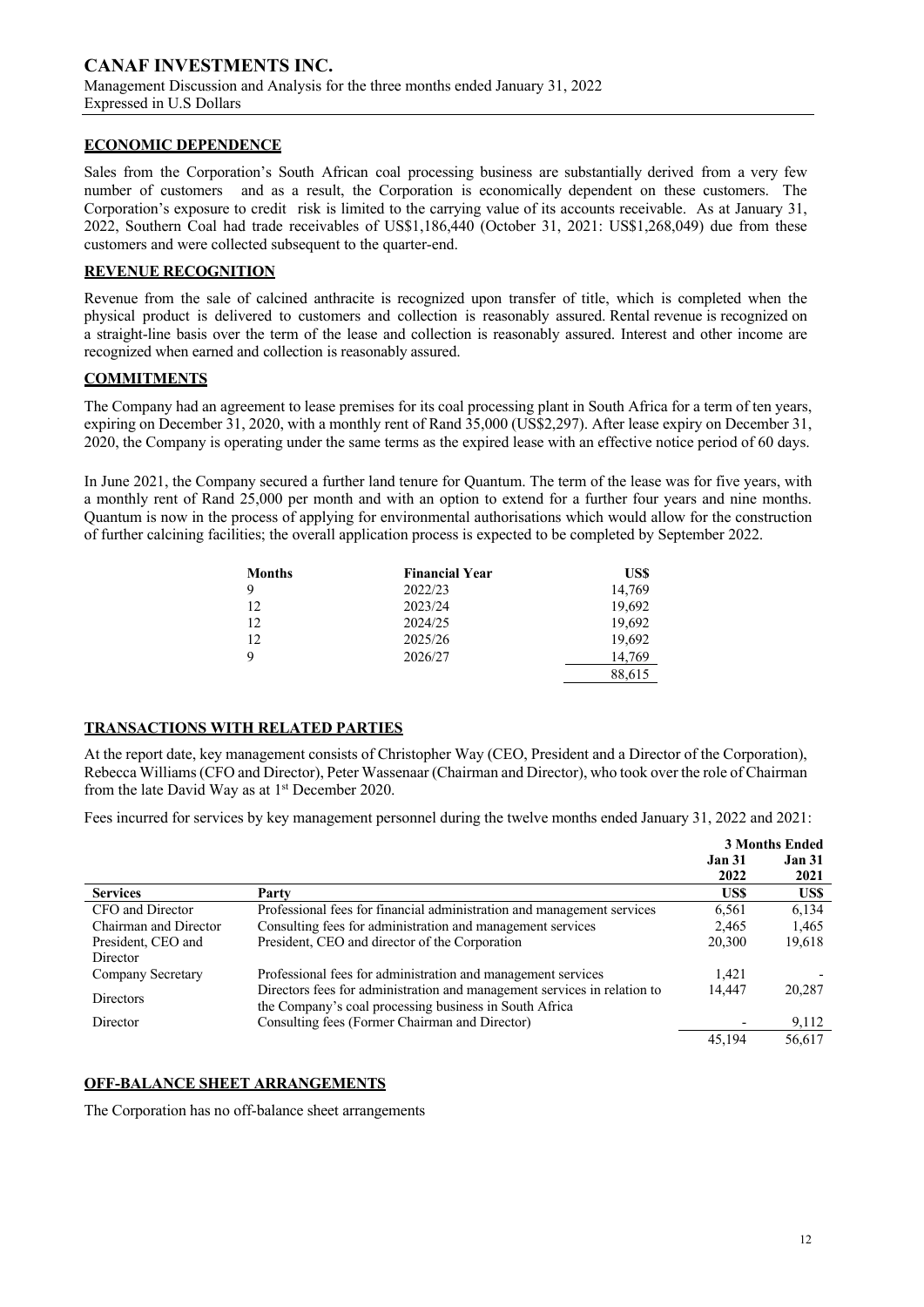## ECONOMIC DEPENDENCE

Sales from the Corporation's South African coal processing business are substantially derived from a very few number of customers and as a result, the Corporation is economically dependent on these customers. The Corporation's exposure to credit risk is limited to the carrying value of its accounts receivable. As at January 31, 2022, Southern Coal had trade receivables of US$1,186,440 (October 31, 2021: US$1,268,049) due from these customers and were collected subsequent to the quarter-end.

## REVENUE RECOGNITION

Revenue from the sale of calcined anthracite is recognized upon transfer of title, which is completed when the physical product is delivered to customers and collection is reasonably assured. Rental revenue is recognized on a straight-line basis over the term of the lease and collection is reasonably assured. Interest and other income are recognized when earned and collection is reasonably assured.

## COMMITMENTS

The Company had an agreement to lease premises for its coal processing plant in South Africa for a term of ten years, expiring on December 31, 2020, with a monthly rent of Rand 35,000 (US$2,297). After lease expiry on December 31, 2020, the Company is operating under the same terms as the expired lease with an effective notice period of 60 days.

In June 2021, the Company secured a further land tenure for Quantum. The term of the lease was for five years, with a monthly rent of Rand 25,000 per month and with an option to extend for a further four years and nine months. Quantum is now in the process of applying for environmental authorisations which would allow for the construction of further calcining facilities; the overall application process is expected to be completed by September 2022.

| Months | Financial Year | US$ |
|---|---|---|
| 9 | 2022/23 | 14,769 |
| 12 | 2023/24 | 19,692 |
| 12 | 2024/25 | 19,692 |
| 12 | 2025/26 | 19,692 |
| 9 | 2026/27 | 14,769 |
| | | 88,615 |

## TRANSACTIONS WITH RELATED PARTIES

At the report date, key management consists of Christopher Way (CEO, President and a Director of the Corporation), Rebecca Williams (CFO and Director), Peter Wassenaar (Chairman and Director), who took over the role of Chairman from the late David Way as at 1st December 2020.

Fees incurred for services by key management personnel during the twelve months ended January 31, 2022 and 2021:

| | | 3 Months Ended | |
|---|---|---|---|
| | | Jan 31 2022 | Jan 31 2021 |
| **Services** | **Party** | **US$** | **US$** |
| CFO and Director | Professional fees for financial administration and management services | 6,561 | 6,134 |
| Chairman and Director | Consulting fees for administration and management services | 2,465 | 1,465 |
| President, CEO and Director | President, CEO and director of the Corporation | 20,300 | 19,618 |
| Company Secretary | Professional fees for administration and management services | 1,421 | - |
| Directors | Directors fees for administration and management services in relation to the Company's coal processing business in South Africa | 14,447 | 20,287 |
| Director | Consulting fees (Former Chairman and Director) | - | 9,112 |
| | | 45,194 | 56,617 |

## OFF-BALANCE SHEET ARRANGEMENTS

The Corporation has no off-balance sheet arrangements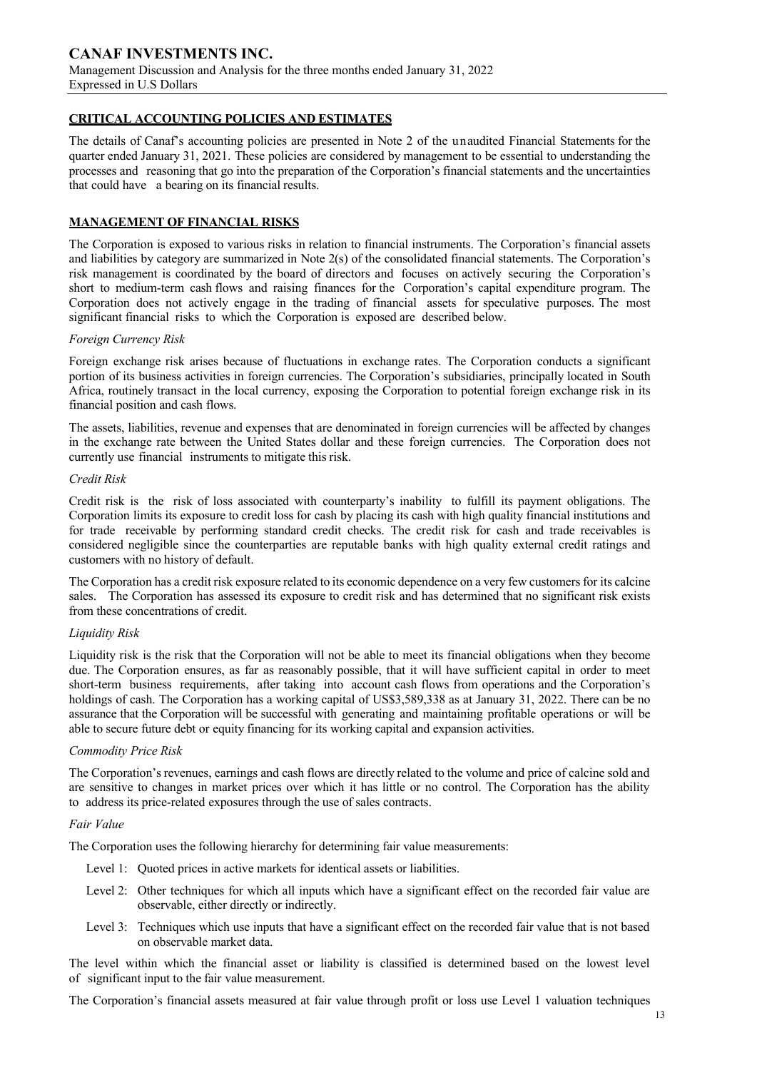## CRITICAL ACCOUNTING POLICIES AND ESTIMATES

The details of Canaf's accounting policies are presented in Note 2 of the unaudited Financial Statements for the quarter ended January 31, 2021. These policies are considered by management to be essential to understanding the processes and reasoning that go into the preparation of the Corporation's financial statements and the uncertainties that could have a bearing on its financial results.

## MANAGEMENT OF FINANCIAL RISKS

The Corporation is exposed to various risks in relation to financial instruments. The Corporation's financial assets and liabilities by category are summarized in Note 2(s) of the consolidated financial statements. The Corporation's risk management is coordinated by the board of directors and focuses on actively securing the Corporation's short to medium-term cash flows and raising finances for the Corporation's capital expenditure program. The Corporation does not actively engage in the trading of financial assets for speculative purposes. The most significant financial risks to which the Corporation is exposed are described below.

*Foreign Currency Risk*

Foreign exchange risk arises because of fluctuations in exchange rates. The Corporation conducts a significant portion of its business activities in foreign currencies. The Corporation's subsidiaries, principally located in South Africa, routinely transact in the local currency, exposing the Corporation to potential foreign exchange risk in its financial position and cash flows.

The assets, liabilities, revenue and expenses that are denominated in foreign currencies will be affected by changes in the exchange rate between the United States dollar and these foreign currencies. The Corporation does not currently use financial instruments to mitigate this risk.

*Credit Risk*

Credit risk is the risk of loss associated with counterparty's inability to fulfill its payment obligations. The Corporation limits its exposure to credit loss for cash by placing its cash with high quality financial institutions and for trade receivable by performing standard credit checks. The credit risk for cash and trade receivables is considered negligible since the counterparties are reputable banks with high quality external credit ratings and customers with no history of default.

The Corporation has a credit risk exposure related to its economic dependence on a very few customers for its calcine sales. The Corporation has assessed its exposure to credit risk and has determined that no significant risk exists from these concentrations of credit.

*Liquidity Risk*

Liquidity risk is the risk that the Corporation will not be able to meet its financial obligations when they become due. The Corporation ensures, as far as reasonably possible, that it will have sufficient capital in order to meet short-term business requirements, after taking into account cash flows from operations and the Corporation's holdings of cash. The Corporation has a working capital of US$3,589,338 as at January 31, 2022. There can be no assurance that the Corporation will be successful with generating and maintaining profitable operations or will be able to secure future debt or equity financing for its working capital and expansion activities.

*Commodity Price Risk*

The Corporation's revenues, earnings and cash flows are directly related to the volume and price of calcine sold and are sensitive to changes in market prices over which it has little or no control. The Corporation has the ability to address its price-related exposures through the use of sales contracts.

*Fair Value*

The Corporation uses the following hierarchy for determining fair value measurements:

- Level 1: Quoted prices in active markets for identical assets or liabilities.
- Level 2: Other techniques for which all inputs which have a significant effect on the recorded fair value are observable, either directly or indirectly.
- Level 3: Techniques which use inputs that have a significant effect on the recorded fair value that is not based on observable market data.

The level within which the financial asset or liability is classified is determined based on the lowest level of significant input to the fair value measurement.

The Corporation's financial assets measured at fair value through profit or loss use Level 1 valuation techniques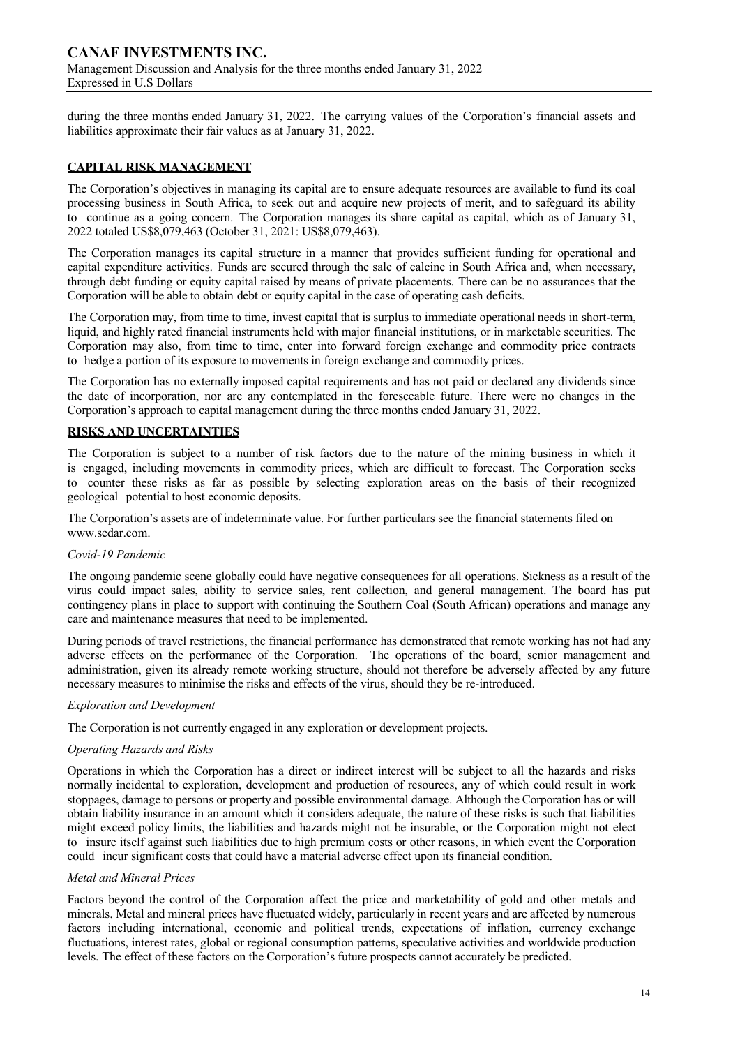during the three months ended January 31, 2022. The carrying values of the Corporation's financial assets and liabilities approximate their fair values as at January 31, 2022.

## CAPITAL RISK MANAGEMENT

The Corporation's objectives in managing its capital are to ensure adequate resources are available to fund its coal processing business in South Africa, to seek out and acquire new projects of merit, and to safeguard its ability to continue as a going concern. The Corporation manages its share capital as capital, which as of January 31, 2022 totaled US$8,079,463 (October 31, 2021: US$8,079,463).

The Corporation manages its capital structure in a manner that provides sufficient funding for operational and capital expenditure activities. Funds are secured through the sale of calcine in South Africa and, when necessary, through debt funding or equity capital raised by means of private placements. There can be no assurances that the Corporation will be able to obtain debt or equity capital in the case of operating cash deficits.

The Corporation may, from time to time, invest capital that is surplus to immediate operational needs in short-term, liquid, and highly rated financial instruments held with major financial institutions, or in marketable securities. The Corporation may also, from time to time, enter into forward foreign exchange and commodity price contracts to hedge a portion of its exposure to movements in foreign exchange and commodity prices.

The Corporation has no externally imposed capital requirements and has not paid or declared any dividends since the date of incorporation, nor are any contemplated in the foreseeable future. There were no changes in the Corporation's approach to capital management during the three months ended January 31, 2022.

## RISKS AND UNCERTAINTIES

The Corporation is subject to a number of risk factors due to the nature of the mining business in which it is engaged, including movements in commodity prices, which are difficult to forecast. The Corporation seeks to counter these risks as far as possible by selecting exploration areas on the basis of their recognized geological potential to host economic deposits.

The Corporation's assets are of indeterminate value. For further particulars see the financial statements filed on www.sedar.com.

*Covid-19 Pandemic*

The ongoing pandemic scene globally could have negative consequences for all operations. Sickness as a result of the virus could impact sales, ability to service sales, rent collection, and general management. The board has put contingency plans in place to support with continuing the Southern Coal (South African) operations and manage any care and maintenance measures that need to be implemented.

During periods of travel restrictions, the financial performance has demonstrated that remote working has not had any adverse effects on the performance of the Corporation. The operations of the board, senior management and administration, given its already remote working structure, should not therefore be adversely affected by any future necessary measures to minimise the risks and effects of the virus, should they be re-introduced.

*Exploration and Development*

The Corporation is not currently engaged in any exploration or development projects.

*Operating Hazards and Risks*

Operations in which the Corporation has a direct or indirect interest will be subject to all the hazards and risks normally incidental to exploration, development and production of resources, any of which could result in work stoppages, damage to persons or property and possible environmental damage. Although the Corporation has or will obtain liability insurance in an amount which it considers adequate, the nature of these risks is such that liabilities might exceed policy limits, the liabilities and hazards might not be insurable, or the Corporation might not elect to insure itself against such liabilities due to high premium costs or other reasons, in which event the Corporation could incur significant costs that could have a material adverse effect upon its financial condition.

*Metal and Mineral Prices*

Factors beyond the control of the Corporation affect the price and marketability of gold and other metals and minerals. Metal and mineral prices have fluctuated widely, particularly in recent years and are affected by numerous factors including international, economic and political trends, expectations of inflation, currency exchange fluctuations, interest rates, global or regional consumption patterns, speculative activities and worldwide production levels. The effect of these factors on the Corporation's future prospects cannot accurately be predicted.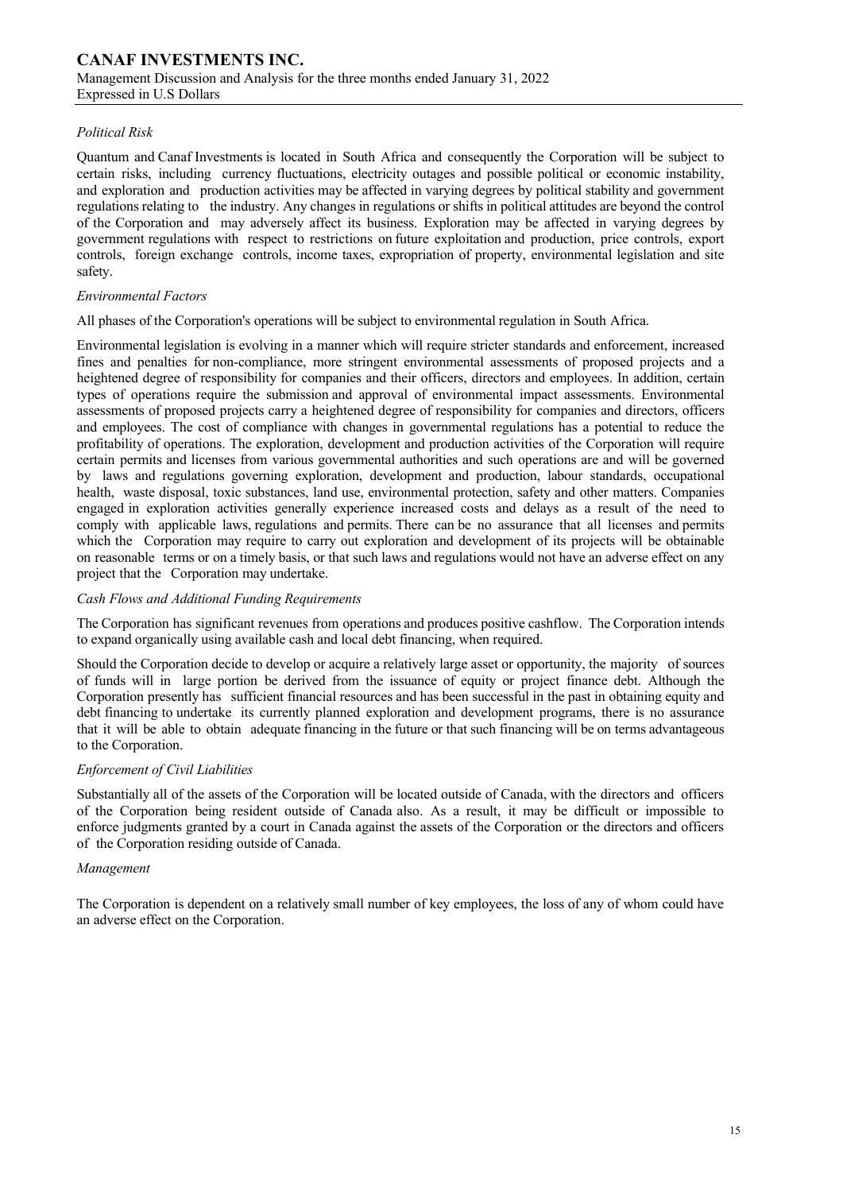*Political Risk*

Quantum and Canaf Investments is located in South Africa and consequently the Corporation will be subject to certain risks, including currency fluctuations, electricity outages and possible political or economic instability, and exploration and production activities may be affected in varying degrees by political stability and government regulations relating to the industry. Any changes in regulations or shifts in political attitudes are beyond the control of the Corporation and may adversely affect its business. Exploration may be affected in varying degrees by government regulations with respect to restrictions on future exploitation and production, price controls, export controls, foreign exchange controls, income taxes, expropriation of property, environmental legislation and site safety.

*Environmental Factors*

All phases of the Corporation's operations will be subject to environmental regulation in South Africa.

Environmental legislation is evolving in a manner which will require stricter standards and enforcement, increased fines and penalties for non-compliance, more stringent environmental assessments of proposed projects and a heightened degree of responsibility for companies and their officers, directors and employees. In addition, certain types of operations require the submission and approval of environmental impact assessments. Environmental assessments of proposed projects carry a heightened degree of responsibility for companies and directors, officers and employees. The cost of compliance with changes in governmental regulations has a potential to reduce the profitability of operations. The exploration, development and production activities of the Corporation will require certain permits and licenses from various governmental authorities and such operations are and will be governed by laws and regulations governing exploration, development and production, labour standards, occupational health, waste disposal, toxic substances, land use, environmental protection, safety and other matters. Companies engaged in exploration activities generally experience increased costs and delays as a result of the need to comply with applicable laws, regulations and permits. There can be no assurance that all licenses and permits which the Corporation may require to carry out exploration and development of its projects will be obtainable on reasonable terms or on a timely basis, or that such laws and regulations would not have an adverse effect on any project that the Corporation may undertake.

*Cash Flows and Additional Funding Requirements*

The Corporation has significant revenues from operations and produces positive cashflow. The Corporation intends to expand organically using available cash and local debt financing, when required.

Should the Corporation decide to develop or acquire a relatively large asset or opportunity, the majority of sources of funds will in large portion be derived from the issuance of equity or project finance debt. Although the Corporation presently has sufficient financial resources and has been successful in the past in obtaining equity and debt financing to undertake its currently planned exploration and development programs, there is no assurance that it will be able to obtain adequate financing in the future or that such financing will be on terms advantageous to the Corporation.

*Enforcement of Civil Liabilities*

Substantially all of the assets of the Corporation will be located outside of Canada, with the directors and officers of the Corporation being resident outside of Canada also. As a result, it may be difficult or impossible to enforce judgments granted by a court in Canada against the assets of the Corporation or the directors and officers of the Corporation residing outside of Canada.

*Management*

The Corporation is dependent on a relatively small number of key employees, the loss of any of whom could have an adverse effect on the Corporation.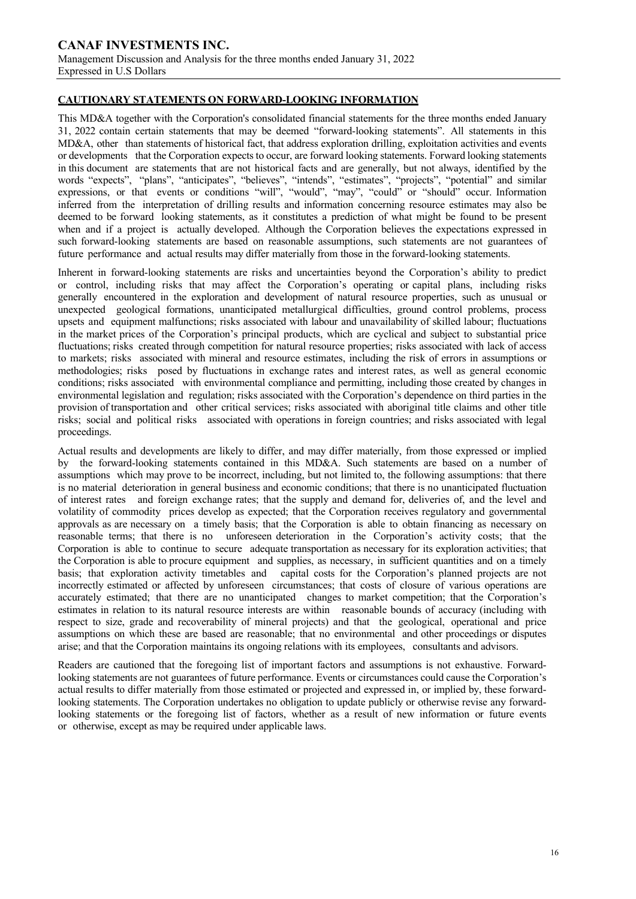## CAUTIONARY STATEMENTS ON FORWARD-LOOKING INFORMATION

This MD&A together with the Corporation's consolidated financial statements for the three months ended January 31, 2022 contain certain statements that may be deemed "forward-looking statements". All statements in this MD&A, other than statements of historical fact, that address exploration drilling, exploitation activities and events or developments that the Corporation expects to occur, are forward looking statements. Forward looking statements in this document are statements that are not historical facts and are generally, but not always, identified by the words "expects", "plans", "anticipates", "believes", "intends", "estimates", "projects", "potential" and similar expressions, or that events or conditions "will", "would", "may", "could" or "should" occur. Information inferred from the interpretation of drilling results and information concerning resource estimates may also be deemed to be forward looking statements, as it constitutes a prediction of what might be found to be present when and if a project is actually developed. Although the Corporation believes the expectations expressed in such forward-looking statements are based on reasonable assumptions, such statements are not guarantees of future performance and actual results may differ materially from those in the forward-looking statements.

Inherent in forward-looking statements are risks and uncertainties beyond the Corporation's ability to predict or control, including risks that may affect the Corporation's operating or capital plans, including risks generally encountered in the exploration and development of natural resource properties, such as unusual or unexpected geological formations, unanticipated metallurgical difficulties, ground control problems, process upsets and equipment malfunctions; risks associated with labour and unavailability of skilled labour; fluctuations in the market prices of the Corporation's principal products, which are cyclical and subject to substantial price fluctuations; risks created through competition for natural resource properties; risks associated with lack of access to markets; risks associated with mineral and resource estimates, including the risk of errors in assumptions or methodologies; risks posed by fluctuations in exchange rates and interest rates, as well as general economic conditions; risks associated with environmental compliance and permitting, including those created by changes in environmental legislation and regulation; risks associated with the Corporation's dependence on third parties in the provision of transportation and other critical services; risks associated with aboriginal title claims and other title risks; social and political risks associated with operations in foreign countries; and risks associated with legal proceedings.

Actual results and developments are likely to differ, and may differ materially, from those expressed or implied by the forward-looking statements contained in this MD&A. Such statements are based on a number of assumptions which may prove to be incorrect, including, but not limited to, the following assumptions: that there is no material deterioration in general business and economic conditions; that there is no unanticipated fluctuation of interest rates and foreign exchange rates; that the supply and demand for, deliveries of, and the level and volatility of commodity prices develop as expected; that the Corporation receives regulatory and governmental approvals as are necessary on a timely basis; that the Corporation is able to obtain financing as necessary on reasonable terms; that there is no unforeseen deterioration in the Corporation's activity costs; that the Corporation is able to continue to secure adequate transportation as necessary for its exploration activities; that the Corporation is able to procure equipment and supplies, as necessary, in sufficient quantities and on a timely basis; that exploration activity timetables and capital costs for the Corporation's planned projects are not incorrectly estimated or affected by unforeseen circumstances; that costs of closure of various operations are accurately estimated; that there are no unanticipated changes to market competition; that the Corporation's estimates in relation to its natural resource interests are within reasonable bounds of accuracy (including with respect to size, grade and recoverability of mineral projects) and that the geological, operational and price assumptions on which these are based are reasonable; that no environmental and other proceedings or disputes arise; and that the Corporation maintains its ongoing relations with its employees, consultants and advisors.

Readers are cautioned that the foregoing list of important factors and assumptions is not exhaustive. Forward-looking statements are not guarantees of future performance. Events or circumstances could cause the Corporation's actual results to differ materially from those estimated or projected and expressed in, or implied by, these forward-looking statements. The Corporation undertakes no obligation to update publicly or otherwise revise any forward-looking statements or the foregoing list of factors, whether as a result of new information or future events or otherwise, except as may be required under applicable laws.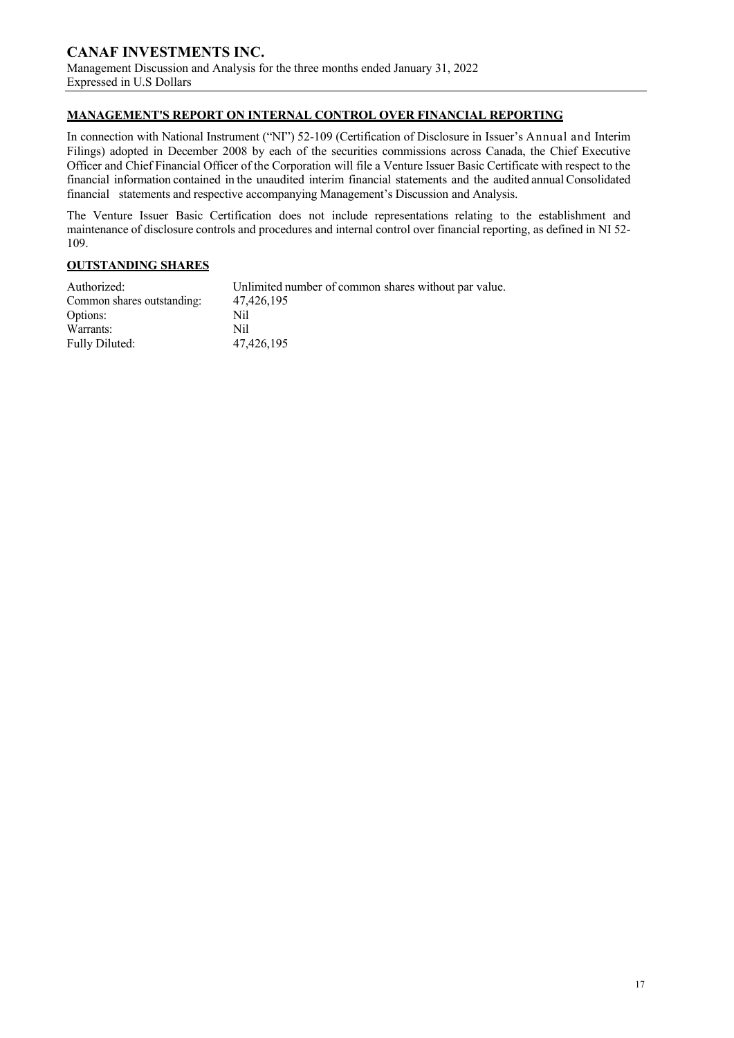## MANAGEMENT'S REPORT ON INTERNAL CONTROL OVER FINANCIAL REPORTING

In connection with National Instrument ("NI") 52-109 (Certification of Disclosure in Issuer's Annual and Interim Filings) adopted in December 2008 by each of the securities commissions across Canada, the Chief Executive Officer and Chief Financial Officer of the Corporation will file a Venture Issuer Basic Certificate with respect to the financial information contained in the unaudited interim financial statements and the audited annual Consolidated financial statements and respective accompanying Management's Discussion and Analysis.

The Venture Issuer Basic Certification does not include representations relating to the establishment and maintenance of disclosure controls and procedures and internal control over financial reporting, as defined in NI 52-109.

## OUTSTANDING SHARES

| | |
|---|---|
| Authorized: | Unlimited number of common shares without par value. |
| Common shares outstanding: | 47,426,195 |
| Options: | Nil |
| Warrants: | Nil |
| Fully Diluted: | 47,426,195 |